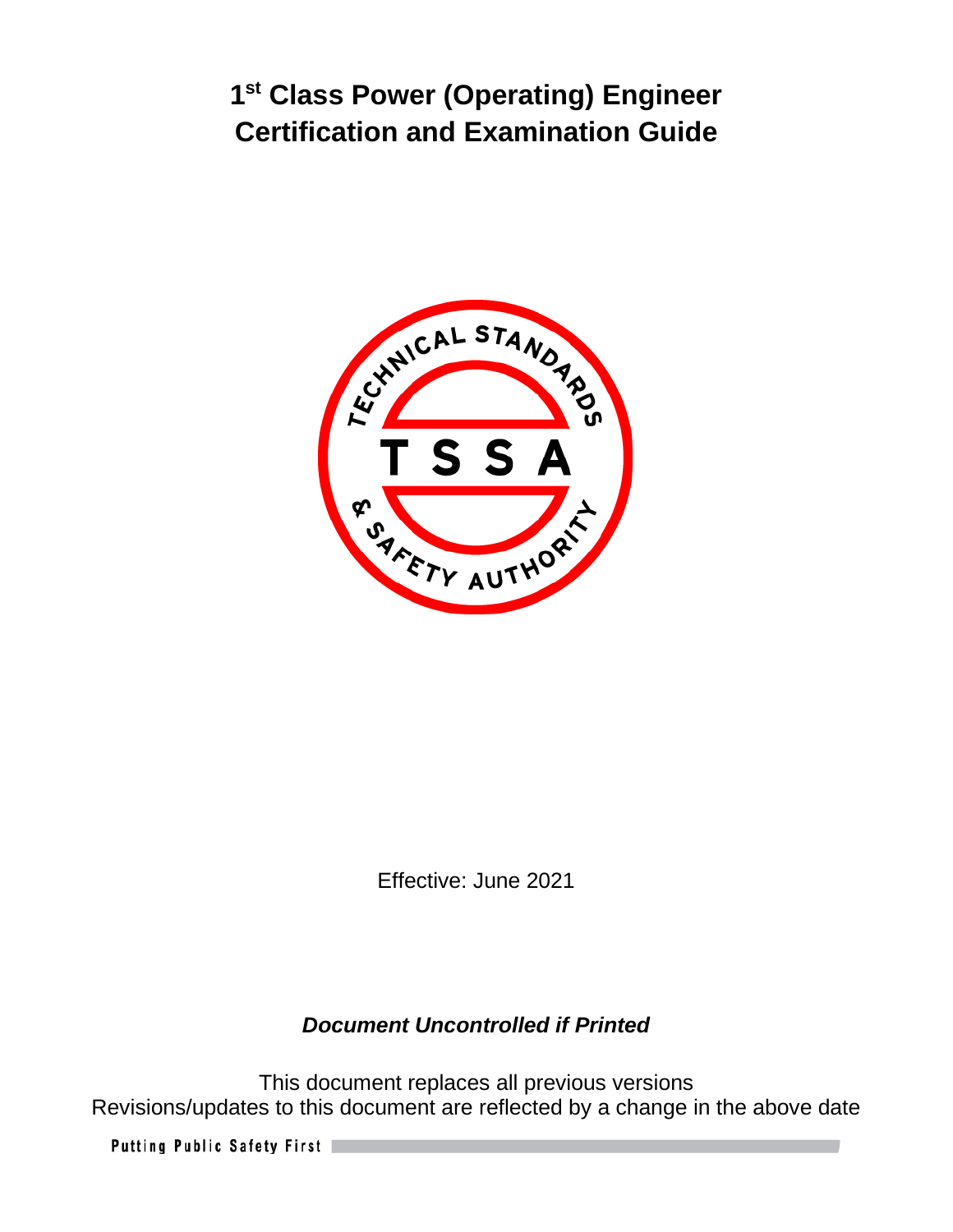# 1st Class Power (Operating) Engineer Certification and Examination Guide

Effective: June 2021

***Document Uncontrolled if Printed***

This document replaces all previous versions
Revisions/updates to this document are reflected by a change in the above date

Putting Public Safety First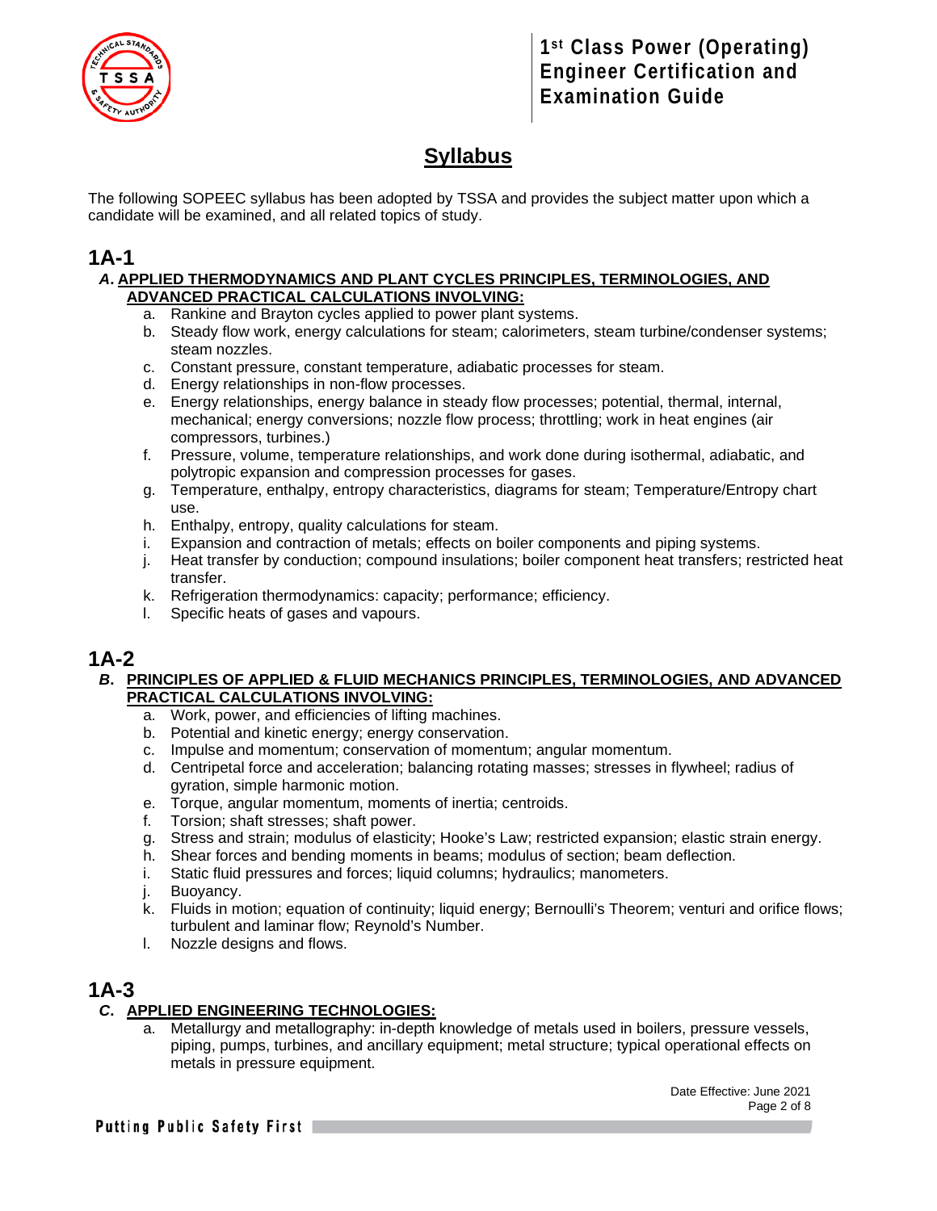# Syllabus

The following SOPEEC syllabus has been adopted by TSSA and provides the subject matter upon which a candidate will be examined, and all related topics of study.

## 1A-1

### *A.* APPLIED THERMODYNAMICS AND PLANT CYCLES PRINCIPLES, TERMINOLOGIES, AND ADVANCED PRACTICAL CALCULATIONS INVOLVING:

a. Rankine and Brayton cycles applied to power plant systems.
b. Steady flow work, energy calculations for steam; calorimeters, steam turbine/condenser systems; steam nozzles.
c. Constant pressure, constant temperature, adiabatic processes for steam.
d. Energy relationships in non-flow processes.
e. Energy relationships, energy balance in steady flow processes; potential, thermal, internal, mechanical; energy conversions; nozzle flow process; throttling; work in heat engines (air compressors, turbines.)
f. Pressure, volume, temperature relationships, and work done during isothermal, adiabatic, and polytropic expansion and compression processes for gases.
g. Temperature, enthalpy, entropy characteristics, diagrams for steam; Temperature/Entropy chart use.
h. Enthalpy, entropy, quality calculations for steam.
i. Expansion and contraction of metals; effects on boiler components and piping systems.
j. Heat transfer by conduction; compound insulations; boiler component heat transfers; restricted heat transfer.
k. Refrigeration thermodynamics: capacity; performance; efficiency.
l. Specific heats of gases and vapours.

## 1A-2

### *B.* PRINCIPLES OF APPLIED & FLUID MECHANICS PRINCIPLES, TERMINOLOGIES, AND ADVANCED PRACTICAL CALCULATIONS INVOLVING:

a. Work, power, and efficiencies of lifting machines.
b. Potential and kinetic energy; energy conservation.
c. Impulse and momentum; conservation of momentum; angular momentum.
d. Centripetal force and acceleration; balancing rotating masses; stresses in flywheel; radius of gyration, simple harmonic motion.
e. Torque, angular momentum, moments of inertia; centroids.
f. Torsion; shaft stresses; shaft power.
g. Stress and strain; modulus of elasticity; Hooke's Law; restricted expansion; elastic strain energy.
h. Shear forces and bending moments in beams; modulus of section; beam deflection.
i. Static fluid pressures and forces; liquid columns; hydraulics; manometers.
j. Buoyancy.
k. Fluids in motion; equation of continuity; liquid energy; Bernoulli's Theorem; venturi and orifice flows; turbulent and laminar flow; Reynold's Number.
l. Nozzle designs and flows.

## 1A-3

### *C.* APPLIED ENGINEERING TECHNOLOGIES:

a. Metallurgy and metallography: in-depth knowledge of metals used in boilers, pressure vessels, piping, pumps, turbines, and ancillary equipment; metal structure; typical operational effects on metals in pressure equipment.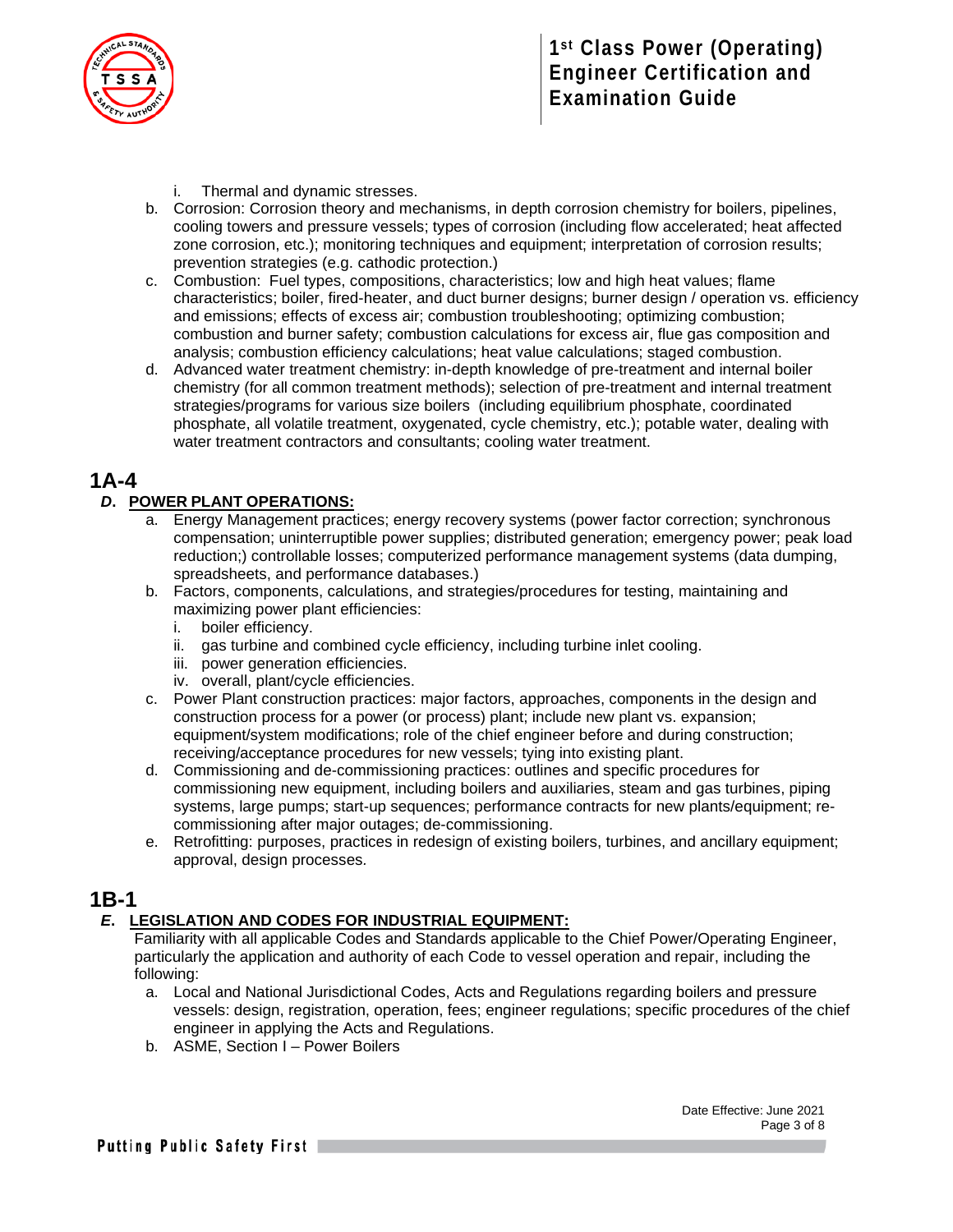i. Thermal and dynamic stresses.

b. Corrosion: Corrosion theory and mechanisms, in depth corrosion chemistry for boilers, pipelines, cooling towers and pressure vessels; types of corrosion (including flow accelerated; heat affected zone corrosion, etc.); monitoring techniques and equipment; interpretation of corrosion results; prevention strategies (e.g. cathodic protection.)

c. Combustion: Fuel types, compositions, characteristics; low and high heat values; flame characteristics; boiler, fired-heater, and duct burner designs; burner design / operation vs. efficiency and emissions; effects of excess air; combustion troubleshooting; optimizing combustion; combustion and burner safety; combustion calculations for excess air, flue gas composition and analysis; combustion efficiency calculations; heat value calculations; staged combustion.

d. Advanced water treatment chemistry: in-depth knowledge of pre-treatment and internal boiler chemistry (for all common treatment methods); selection of pre-treatment and internal treatment strategies/programs for various size boilers (including equilibrium phosphate, coordinated phosphate, all volatile treatment, oxygenated, cycle chemistry, etc.); potable water, dealing with water treatment contractors and consultants; cooling water treatment.

# 1A-4

## *D.* POWER PLANT OPERATIONS:

a. Energy Management practices; energy recovery systems (power factor correction; synchronous compensation; uninterruptible power supplies; distributed generation; emergency power; peak load reduction;) controllable losses; computerized performance management systems (data dumping, spreadsheets, and performance databases.)

b. Factors, components, calculations, and strategies/procedures for testing, maintaining and maximizing power plant efficiencies:
   i. boiler efficiency.
   ii. gas turbine and combined cycle efficiency, including turbine inlet cooling.
   iii. power generation efficiencies.
   iv. overall, plant/cycle efficiencies.

c. Power Plant construction practices: major factors, approaches, components in the design and construction process for a power (or process) plant; include new plant vs. expansion; equipment/system modifications; role of the chief engineer before and during construction; receiving/acceptance procedures for new vessels; tying into existing plant.

d. Commissioning and de-commissioning practices: outlines and specific procedures for commissioning new equipment, including boilers and auxiliaries, steam and gas turbines, piping systems, large pumps; start-up sequences; performance contracts for new plants/equipment; re-commissioning after major outages; de-commissioning.

e. Retrofitting: purposes, practices in redesign of existing boilers, turbines, and ancillary equipment; approval, design processes.

# 1B-1

## *E.* LEGISLATION AND CODES FOR INDUSTRIAL EQUIPMENT:

Familiarity with all applicable Codes and Standards applicable to the Chief Power/Operating Engineer, particularly the application and authority of each Code to vessel operation and repair, including the following:

a. Local and National Jurisdictional Codes, Acts and Regulations regarding boilers and pressure vessels: design, registration, operation, fees; engineer regulations; specific procedures of the chief engineer in applying the Acts and Regulations.

b. ASME, Section I – Power Boilers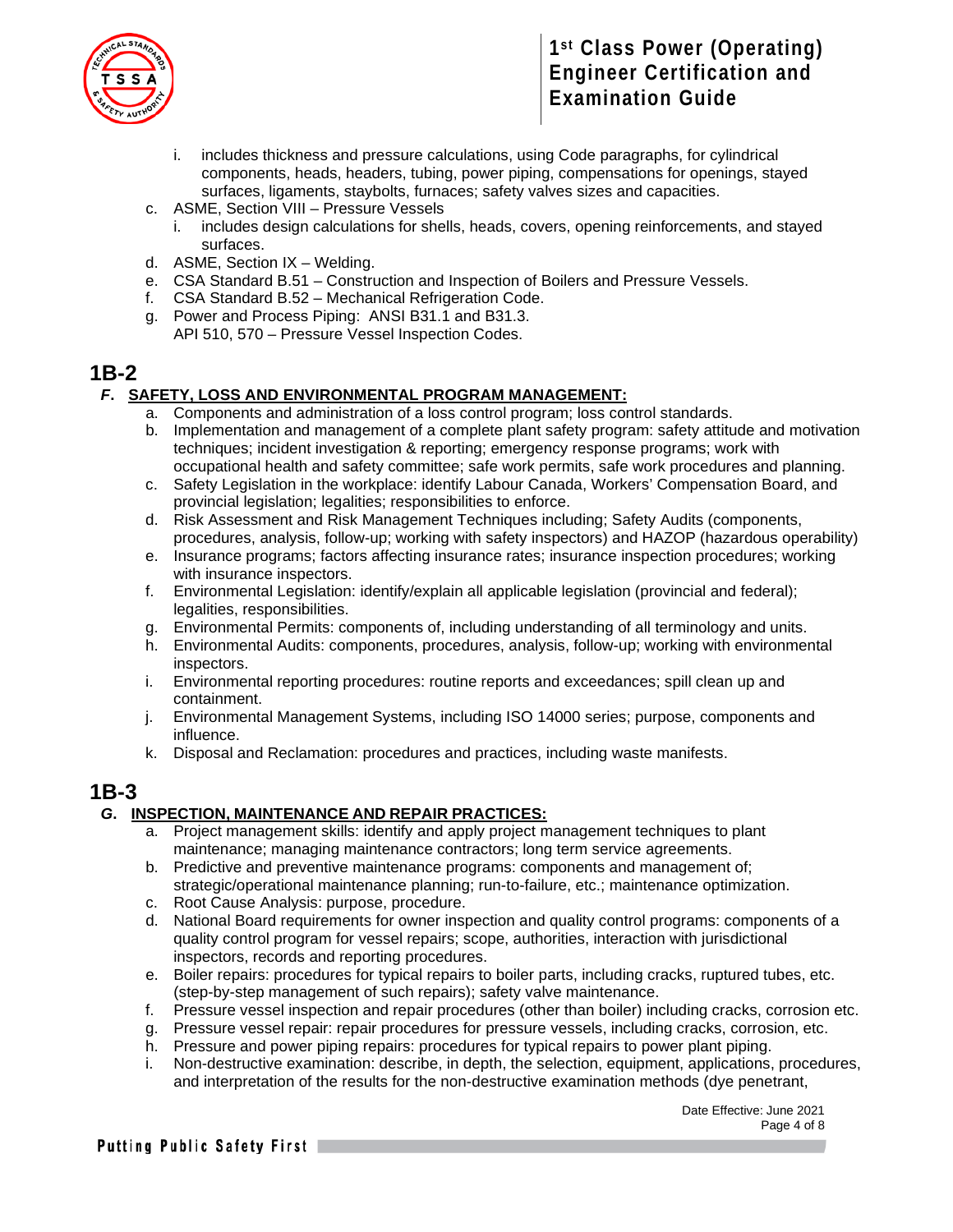i. includes thickness and pressure calculations, using Code paragraphs, for cylindrical components, heads, headers, tubing, power piping, compensations for openings, stayed surfaces, ligaments, staybolts, furnaces; safety valves sizes and capacities.

c. ASME, Section VIII – Pressure Vessels
   i. includes design calculations for shells, heads, covers, opening reinforcements, and stayed surfaces.
d. ASME, Section IX – Welding.
e. CSA Standard B.51 – Construction and Inspection of Boilers and Pressure Vessels.
f. CSA Standard B.52 – Mechanical Refrigeration Code.
g. Power and Process Piping: ANSI B31.1 and B31.3.
   API 510, 570 – Pressure Vessel Inspection Codes.

# 1B-2

## ***F.*** <u>**SAFETY, LOSS AND ENVIRONMENTAL PROGRAM MANAGEMENT:**</u>

a. Components and administration of a loss control program; loss control standards.
b. Implementation and management of a complete plant safety program: safety attitude and motivation techniques; incident investigation & reporting; emergency response programs; work with occupational health and safety committee; safe work permits, safe work procedures and planning.
c. Safety Legislation in the workplace: identify Labour Canada, Workers' Compensation Board, and provincial legislation; legalities; responsibilities to enforce.
d. Risk Assessment and Risk Management Techniques including; Safety Audits (components, procedures, analysis, follow-up; working with safety inspectors) and HAZOP (hazardous operability)
e. Insurance programs; factors affecting insurance rates; insurance inspection procedures; working with insurance inspectors.
f. Environmental Legislation: identify/explain all applicable legislation (provincial and federal); legalities, responsibilities.
g. Environmental Permits: components of, including understanding of all terminology and units.
h. Environmental Audits: components, procedures, analysis, follow-up; working with environmental inspectors.
i. Environmental reporting procedures: routine reports and exceedances; spill clean up and containment.
j. Environmental Management Systems, including ISO 14000 series; purpose, components and influence.
k. Disposal and Reclamation: procedures and practices, including waste manifests.

# 1B-3

## ***G.*** <u>**INSPECTION, MAINTENANCE AND REPAIR PRACTICES:**</u>

a. Project management skills: identify and apply project management techniques to plant maintenance; managing maintenance contractors; long term service agreements.
b. Predictive and preventive maintenance programs: components and management of; strategic/operational maintenance planning; run-to-failure, etc.; maintenance optimization.
c. Root Cause Analysis: purpose, procedure.
d. National Board requirements for owner inspection and quality control programs: components of a quality control program for vessel repairs; scope, authorities, interaction with jurisdictional inspectors, records and reporting procedures.
e. Boiler repairs: procedures for typical repairs to boiler parts, including cracks, ruptured tubes, etc. (step-by-step management of such repairs); safety valve maintenance.
f. Pressure vessel inspection and repair procedures (other than boiler) including cracks, corrosion etc.
g. Pressure vessel repair: repair procedures for pressure vessels, including cracks, corrosion, etc.
h. Pressure and power piping repairs: procedures for typical repairs to power plant piping.
i. Non-destructive examination: describe, in depth, the selection, equipment, applications, procedures, and interpretation of the results for the non-destructive examination methods (dye penetrant,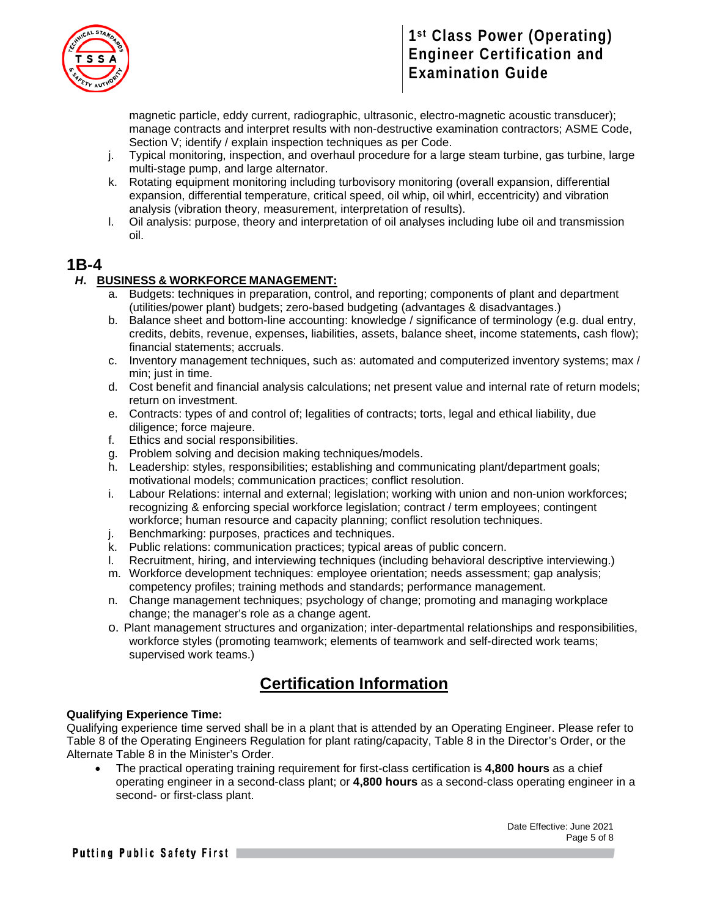magnetic particle, eddy current, radiographic, ultrasonic, electro-magnetic acoustic transducer); manage contracts and interpret results with non-destructive examination contractors; ASME Code, Section V; identify / explain inspection techniques as per Code.

j. Typical monitoring, inspection, and overhaul procedure for a large steam turbine, gas turbine, large multi-stage pump, and large alternator.
k. Rotating equipment monitoring including turbovisory monitoring (overall expansion, differential expansion, differential temperature, critical speed, oil whip, oil whirl, eccentricity) and vibration analysis (vibration theory, measurement, interpretation of results).
l. Oil analysis: purpose, theory and interpretation of oil analyses including lube oil and transmission oil.

## 1B-4

### *H.* BUSINESS & WORKFORCE MANAGEMENT:

a. Budgets: techniques in preparation, control, and reporting; components of plant and department (utilities/power plant) budgets; zero-based budgeting (advantages & disadvantages.)
b. Balance sheet and bottom-line accounting: knowledge / significance of terminology (e.g. dual entry, credits, debits, revenue, expenses, liabilities, assets, balance sheet, income statements, cash flow); financial statements; accruals.
c. Inventory management techniques, such as: automated and computerized inventory systems; max / min; just in time.
d. Cost benefit and financial analysis calculations; net present value and internal rate of return models; return on investment.
e. Contracts: types of and control of; legalities of contracts; torts, legal and ethical liability, due diligence; force majeure.
f. Ethics and social responsibilities.
g. Problem solving and decision making techniques/models.
h. Leadership: styles, responsibilities; establishing and communicating plant/department goals; motivational models; communication practices; conflict resolution.
i. Labour Relations: internal and external; legislation; working with union and non-union workforces; recognizing & enforcing special workforce legislation; contract / term employees; contingent workforce; human resource and capacity planning; conflict resolution techniques.
j. Benchmarking: purposes, practices and techniques.
k. Public relations: communication practices; typical areas of public concern.
l. Recruitment, hiring, and interviewing techniques (including behavioral descriptive interviewing.)
m. Workforce development techniques: employee orientation; needs assessment; gap analysis; competency profiles; training methods and standards; performance management.
n. Change management techniques; psychology of change; promoting and managing workplace change; the manager's role as a change agent.
o. Plant management structures and organization; inter-departmental relationships and responsibilities, workforce styles (promoting teamwork; elements of teamwork and self-directed work teams; supervised work teams.)

# Certification Information

**Qualifying Experience Time:**

Qualifying experience time served shall be in a plant that is attended by an Operating Engineer. Please refer to Table 8 of the Operating Engineers Regulation for plant rating/capacity, Table 8 in the Director's Order, or the Alternate Table 8 in the Minister's Order.

- The practical operating training requirement for first-class certification is **4,800 hours** as a chief operating engineer in a second-class plant; or **4,800 hours** as a second-class operating engineer in a second- or first-class plant.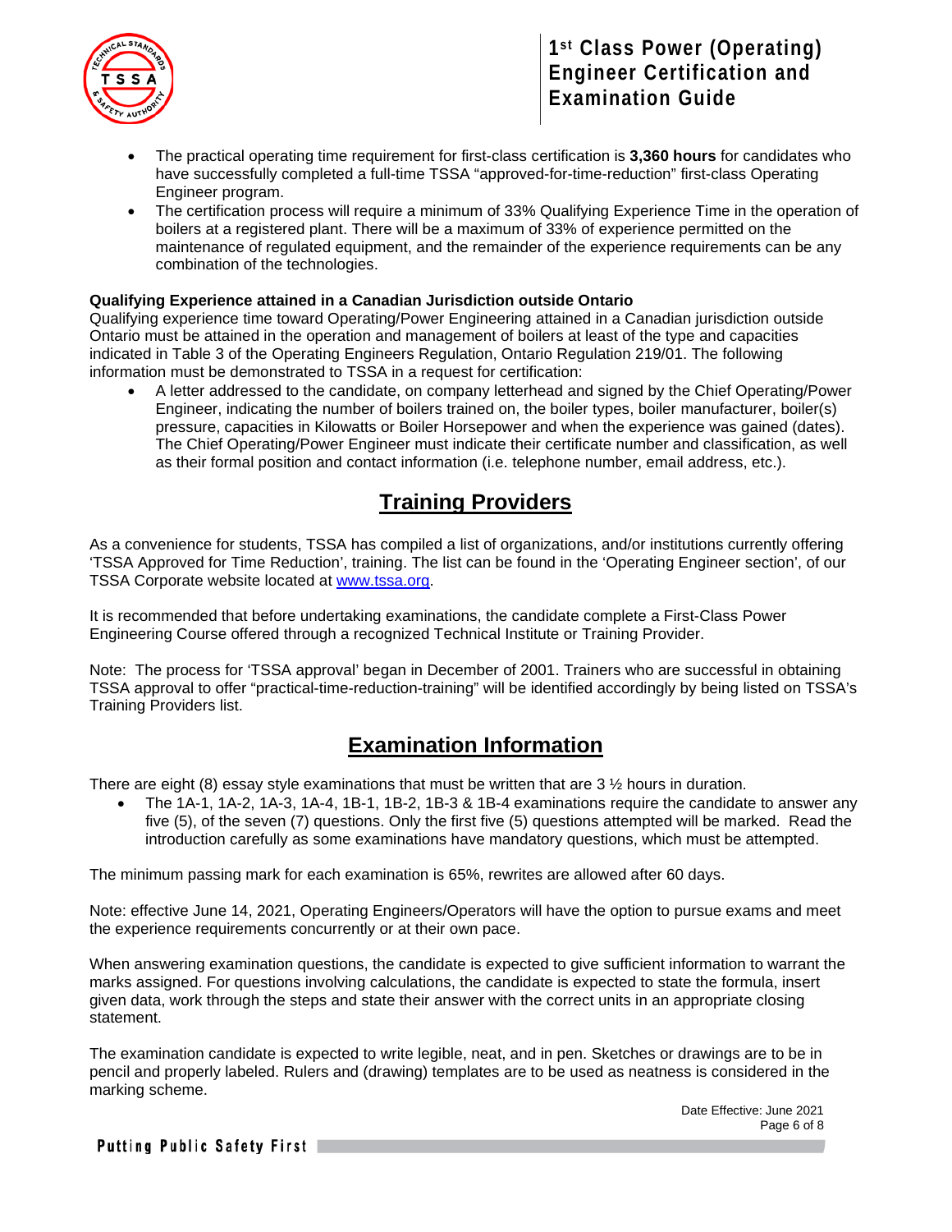- The practical operating time requirement for first-class certification is **3,360 hours** for candidates who have successfully completed a full-time TSSA "approved-for-time-reduction" first-class Operating Engineer program.
- The certification process will require a minimum of 33% Qualifying Experience Time in the operation of boilers at a registered plant. There will be a maximum of 33% of experience permitted on the maintenance of regulated equipment, and the remainder of the experience requirements can be any combination of the technologies.

**Qualifying Experience attained in a Canadian Jurisdiction outside Ontario**

Qualifying experience time toward Operating/Power Engineering attained in a Canadian jurisdiction outside Ontario must be attained in the operation and management of boilers at least of the type and capacities indicated in Table 3 of the Operating Engineers Regulation, Ontario Regulation 219/01. The following information must be demonstrated to TSSA in a request for certification:

- A letter addressed to the candidate, on company letterhead and signed by the Chief Operating/Power Engineer, indicating the number of boilers trained on, the boiler types, boiler manufacturer, boiler(s) pressure, capacities in Kilowatts or Boiler Horsepower and when the experience was gained (dates). The Chief Operating/Power Engineer must indicate their certificate number and classification, as well as their formal position and contact information (i.e. telephone number, email address, etc.).

## Training Providers

As a convenience for students, TSSA has compiled a list of organizations, and/or institutions currently offering 'TSSA Approved for Time Reduction', training. The list can be found in the 'Operating Engineer section', of our TSSA Corporate website located at [www.tssa.org](http://www.tssa.org).

It is recommended that before undertaking examinations, the candidate complete a First-Class Power Engineering Course offered through a recognized Technical Institute or Training Provider.

Note: The process for 'TSSA approval' began in December of 2001. Trainers who are successful in obtaining TSSA approval to offer "practical-time-reduction-training" will be identified accordingly by being listed on TSSA's Training Providers list.

## Examination Information

There are eight (8) essay style examinations that must be written that are 3 ½ hours in duration.

- The 1A-1, 1A-2, 1A-3, 1A-4, 1B-1, 1B-2, 1B-3 & 1B-4 examinations require the candidate to answer any five (5), of the seven (7) questions. Only the first five (5) questions attempted will be marked. Read the introduction carefully as some examinations have mandatory questions, which must be attempted.

The minimum passing mark for each examination is 65%, rewrites are allowed after 60 days.

Note: effective June 14, 2021, Operating Engineers/Operators will have the option to pursue exams and meet the experience requirements concurrently or at their own pace.

When answering examination questions, the candidate is expected to give sufficient information to warrant the marks assigned. For questions involving calculations, the candidate is expected to state the formula, insert given data, work through the steps and state their answer with the correct units in an appropriate closing statement.

The examination candidate is expected to write legible, neat, and in pen. Sketches or drawings are to be in pencil and properly labeled. Rulers and (drawing) templates are to be used as neatness is considered in the marking scheme.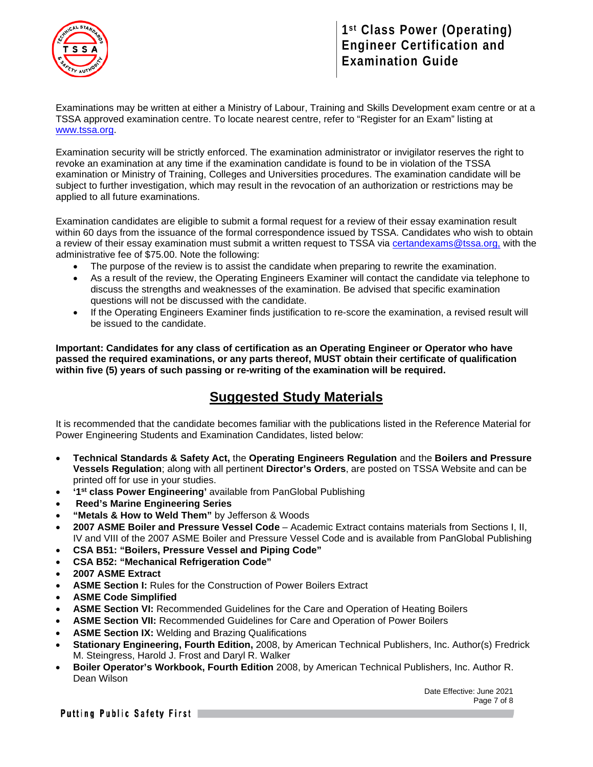Examinations may be written at either a Ministry of Labour, Training and Skills Development exam centre or at a TSSA approved examination centre. To locate nearest centre, refer to "Register for an Exam" listing at www.tssa.org.

Examination security will be strictly enforced. The examination administrator or invigilator reserves the right to revoke an examination at any time if the examination candidate is found to be in violation of the TSSA examination or Ministry of Training, Colleges and Universities procedures. The examination candidate will be subject to further investigation, which may result in the revocation of an authorization or restrictions may be applied to all future examinations.

Examination candidates are eligible to submit a formal request for a review of their essay examination result within 60 days from the issuance of the formal correspondence issued by TSSA. Candidates who wish to obtain a review of their essay examination must submit a written request to TSSA via certandexams@tssa.org, with the administrative fee of $75.00. Note the following:

- The purpose of the review is to assist the candidate when preparing to rewrite the examination.
- As a result of the review, the Operating Engineers Examiner will contact the candidate via telephone to discuss the strengths and weaknesses of the examination. Be advised that specific examination questions will not be discussed with the candidate.
- If the Operating Engineers Examiner finds justification to re-score the examination, a revised result will be issued to the candidate.

**Important: Candidates for any class of certification as an Operating Engineer or Operator who have passed the required examinations, or any parts thereof, MUST obtain their certificate of qualification within five (5) years of such passing or re-writing of the examination will be required.**

## Suggested Study Materials

It is recommended that the candidate becomes familiar with the publications listed in the Reference Material for Power Engineering Students and Examination Candidates, listed below:

- **Technical Standards & Safety Act,** the **Operating Engineers Regulation** and the **Boilers and Pressure Vessels Regulation**; along with all pertinent **Director's Orders**, are posted on TSSA Website and can be printed off for use in your studies.
- **'1st class Power Engineering'** available from PanGlobal Publishing
- **Reed's Marine Engineering Series**
- **"Metals & How to Weld Them"** by Jefferson & Woods
- **2007 ASME Boiler and Pressure Vessel Code** – Academic Extract contains materials from Sections I, II, IV and VIII of the 2007 ASME Boiler and Pressure Vessel Code and is available from PanGlobal Publishing
- **CSA B51: "Boilers, Pressure Vessel and Piping Code"**
- **CSA B52: "Mechanical Refrigeration Code"**
- **2007 ASME Extract**
- **ASME Section I:** Rules for the Construction of Power Boilers Extract
- **ASME Code Simplified**
- **ASME Section VI:** Recommended Guidelines for the Care and Operation of Heating Boilers
- **ASME Section VII:** Recommended Guidelines for Care and Operation of Power Boilers
- **ASME Section IX:** Welding and Brazing Qualifications
- **Stationary Engineering, Fourth Edition,** 2008, by American Technical Publishers, Inc. Author(s) Fredrick M. Steingress, Harold J. Frost and Daryl R. Walker
- **Boiler Operator's Workbook, Fourth Edition** 2008, by American Technical Publishers, Inc. Author R. Dean Wilson

Date Effective: June 2021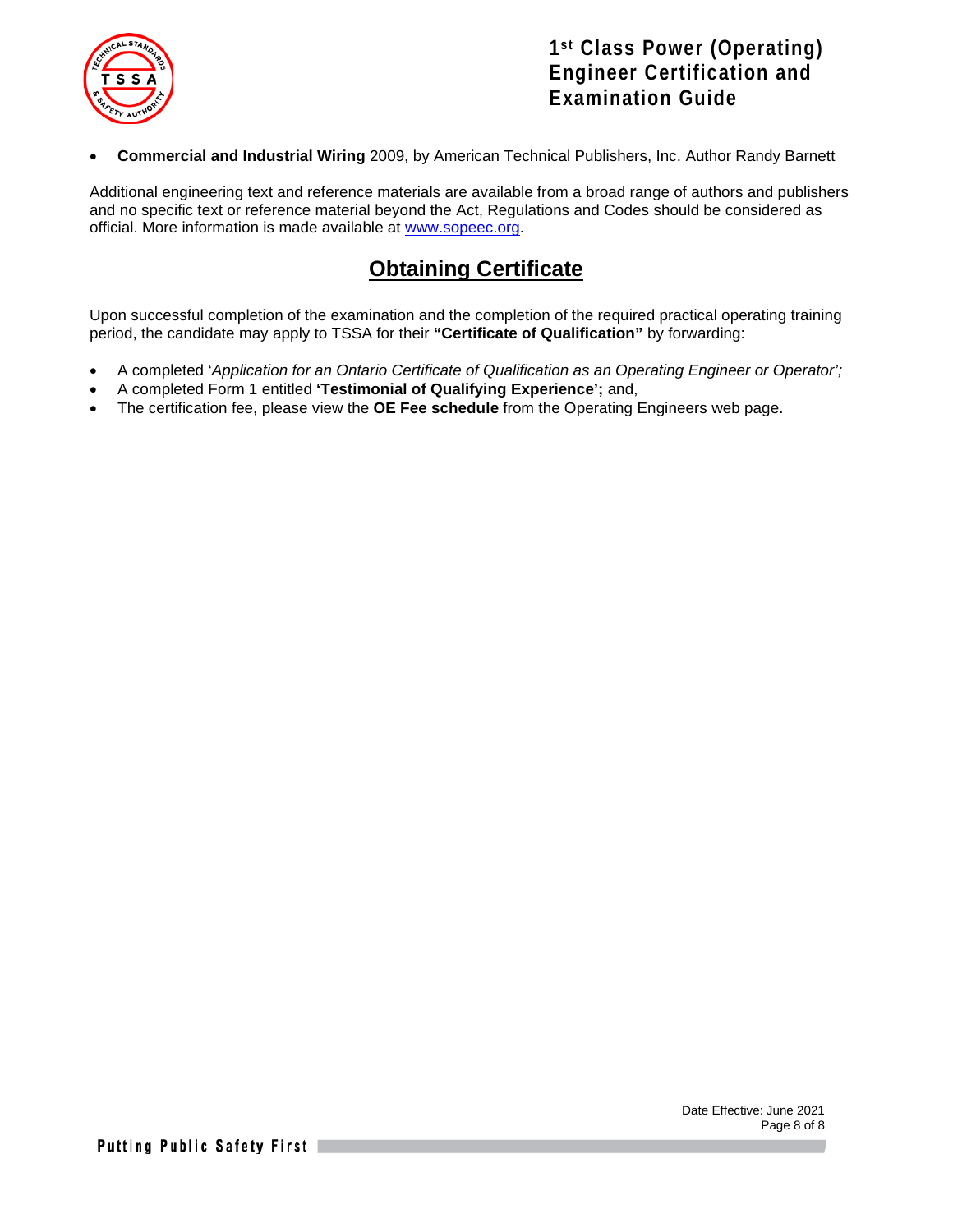- **Commercial and Industrial Wiring** 2009, by American Technical Publishers, Inc. Author Randy Barnett

Additional engineering text and reference materials are available from a broad range of authors and publishers and no specific text or reference material beyond the Act, Regulations and Codes should be considered as official. More information is made available at [www.sopeec.org](http://www.sopeec.org).

## Obtaining Certificate

Upon successful completion of the examination and the completion of the required practical operating training period, the candidate may apply to TSSA for their **"Certificate of Qualification"** by forwarding:

- A completed '*Application for an Ontario Certificate of Qualification as an Operating Engineer or Operator';*
- A completed Form 1 entitled **'Testimonial of Qualifying Experience';** and,
- The certification fee, please view the **OE Fee schedule** from the Operating Engineers web page.